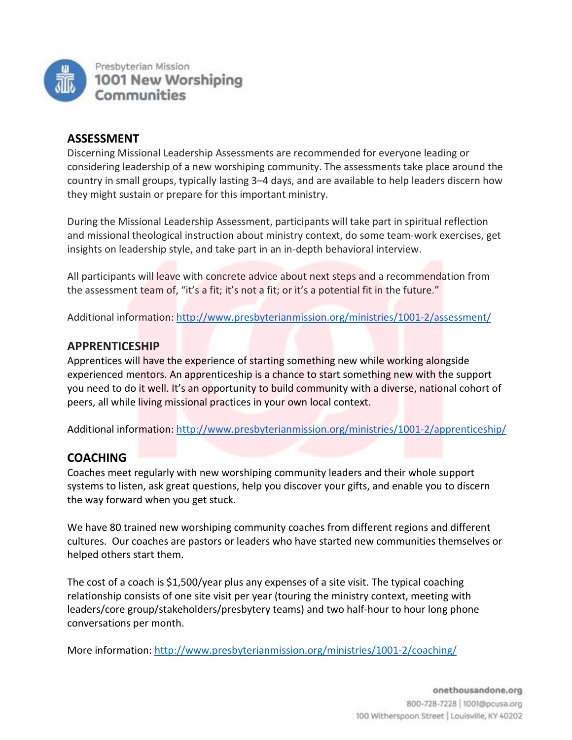Presbyterian Mission
**1001 New Worshiping Communities**

## ASSESSMENT

Discerning Missional Leadership Assessments are recommended for everyone leading or considering leadership of a new worshiping community. The assessments take place around the country in small groups, typically lasting 3–4 days, and are available to help leaders discern how they might sustain or prepare for this important ministry.

During the Missional Leadership Assessment, participants will take part in spiritual reflection and missional theological instruction about ministry context, do some team-work exercises, get insights on leadership style, and take part in an in-depth behavioral interview.

All participants will leave with concrete advice about next steps and a recommendation from the assessment team of, "it's a fit; it's not a fit; or it's a potential fit in the future."

Additional information: http://www.presbyterianmission.org/ministries/1001-2/assessment/

## APPRENTICESHIP

Apprentices will have the experience of starting something new while working alongside experienced mentors. An apprenticeship is a chance to start something new with the support you need to do it well. It's an opportunity to build community with a diverse, national cohort of peers, all while living missional practices in your own local context.

Additional information: http://www.presbyterianmission.org/ministries/1001-2/apprenticeship/

## COACHING

Coaches meet regularly with new worshiping community leaders and their whole support systems to listen, ask great questions, help you discover your gifts, and enable you to discern the way forward when you get stuck.

We have 80 trained new worshiping community coaches from different regions and different cultures. Our coaches are pastors or leaders who have started new communities themselves or helped others start them.

The cost of a coach is $1,500/year plus any expenses of a site visit. The typical coaching relationship consists of one site visit per year (touring the ministry context, meeting with leaders/core group/stakeholders/presbytery teams) and two half-hour to hour long phone conversations per month.

More information: http://www.presbyterianmission.org/ministries/1001-2/coaching/

onethousandone.org
800-728-7228 | 1001@pcusa.org
100 Witherspoon Street | Louisville, KY 40202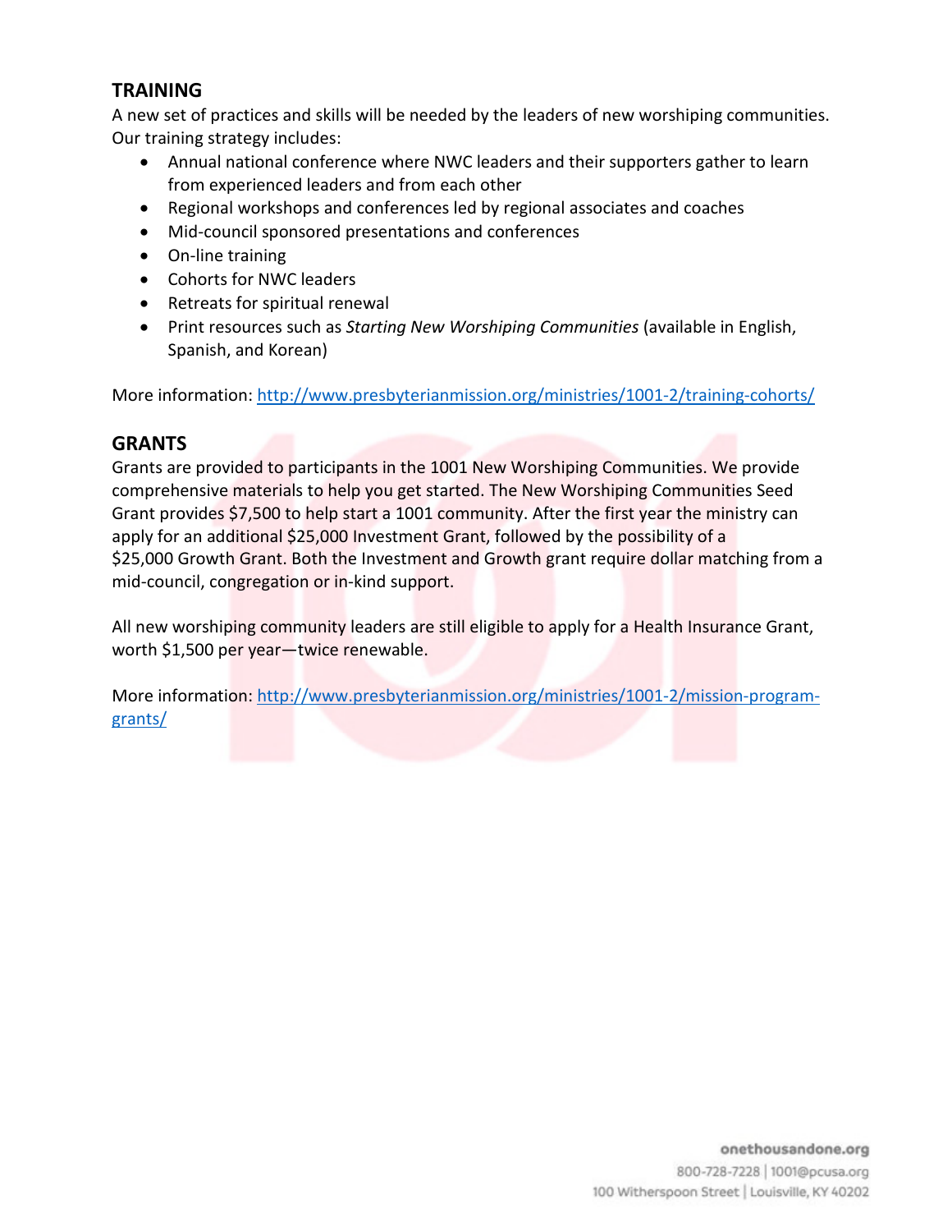## TRAINING

A new set of practices and skills will be needed by the leaders of new worshiping communities. Our training strategy includes:

- Annual national conference where NWC leaders and their supporters gather to learn from experienced leaders and from each other
- Regional workshops and conferences led by regional associates and coaches
- Mid-council sponsored presentations and conferences
- On-line training
- Cohorts for NWC leaders
- Retreats for spiritual renewal
- Print resources such as *Starting New Worshiping Communities* (available in English, Spanish, and Korean)

More information: [http://www.presbyterianmission.org/ministries/1001-2/training-cohorts/](http://www.presbyterianmission.org/ministries/1001-2/training-cohorts/)

## GRANTS

Grants are provided to participants in the 1001 New Worshiping Communities. We provide comprehensive materials to help you get started. The New Worshiping Communities Seed Grant provides $7,500 to help start a 1001 community. After the first year the ministry can apply for an additional $25,000 Investment Grant, followed by the possibility of a $25,000 Growth Grant. Both the Investment and Growth grant require dollar matching from a mid-council, congregation or in-kind support.

All new worshiping community leaders are still eligible to apply for a Health Insurance Grant, worth $1,500 per year—twice renewable.

More information: [http://www.presbyterianmission.org/ministries/1001-2/mission-program-grants/](http://www.presbyterianmission.org/ministries/1001-2/mission-program-grants/)

onethousandone.org
800-728-7228 | 1001@pcusa.org
100 Witherspoon Street | Louisville, KY 40202